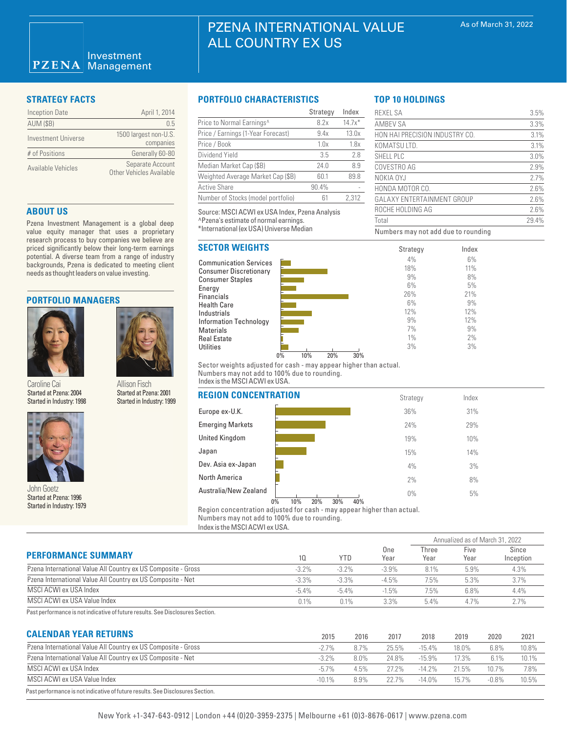# PZENA INTERNATIONAL VALUE ALL COUNTRY EX US

As of March 31, 2022

PZENA Investment Management

## STRATEGY FACTS

| | |
|---|---|
| Inception Date | April 1, 2014 |
| AUM ($B) | 0.5 |
| Investment Universe | 1500 largest non-U.S. companies |
| # of Positions | Generally 60-80 |
| Available Vehicles | Separate Account Other Vehicles Available |

## ABOUT US

Pzena Investment Management is a global deep value equity manager that uses a proprietary research process to buy companies we believe are priced significantly below their long-term earnings potential. A diverse team from a range of industry backgrounds, Pzena is dedicated to meeting client needs as thought leaders on value investing.

## PORTFOLIO MANAGERS

Caroline Cai
Started at Pzena: 2004
Started in Industry: 1998

Allison Fisch
Started at Pzena: 2001
Started in Industry: 1999

John Goetz
Started at Pzena: 1996
Started in Industry: 1979

## PORTFOLIO CHARACTERISTICS

| | Strategy | Index |
|---|---|---|
| Price to Normal Earnings^ | 8.2x | 14.7x* |
| Price / Earnings (1-Year Forecast) | 9.4x | 13.0x |
| Price / Book | 1.0x | 1.8x |
| Dividend Yield | 3.5 | 2.8 |
| Median Market Cap ($B) | 24.0 | 8.9 |
| Weighted Average Market Cap ($B) | 60.1 | 89.8 |
| Active Share | 90.4% | - |
| Number of Stocks (model portfolio) | 61 | 2,312 |

Source: MSCI ACWI ex USA Index, Pzena Analysis
^Pzena's estimate of normal earnings.
*International (ex USA) Universe Median

## TOP 10 HOLDINGS

| | |
|---|---|
| REXEL SA | 3.5% |
| AMBEV SA | 3.3% |
| HON HAI PRECISION INDUSTRY CO. | 3.1% |
| KOMATSU LTD. | 3.1% |
| SHELL PLC | 3.0% |
| COVESTRO AG | 2.9% |
| NOKIA OYJ | 2.7% |
| HONDA MOTOR CO. | 2.6% |
| GALAXY ENTERTAINMENT GROUP | 2.6% |
| ROCHE HOLDING AG | 2.6% |
| Total | 29.4% |

Numbers may not add due to rounding

## SECTOR WEIGHTS

| | Strategy | Index |
|---|---|---|
| Communication Services | 4% | 6% |
| Consumer Discretionary | 18% | 11% |
| Consumer Staples | 9% | 8% |
| Energy | 6% | 5% |
| Financials | 26% | 21% |
| Health Care | 6% | 9% |
| Industrials | 12% | 12% |
| Information Technology | 9% | 12% |
| Materials | 7% | 9% |
| Real Estate | 1% | 2% |
| Utilities | 3% | 3% |

0% 10% 20% 30%

Sector weights adjusted for cash - may appear higher than actual.
Numbers may not add to 100% due to rounding.
Index is the MSCI ACWI ex USA.

## REGION CONCENTRATION

| | Strategy | Index |
|---|---|---|
| Europe ex-U.K. | 36% | 31% |
| Emerging Markets | 24% | 29% |
| United Kingdom | 19% | 10% |
| Japan | 15% | 14% |
| Dev. Asia ex-Japan | 4% | 3% |
| North America | 2% | 8% |
| Australia/New Zealand | 0% | 5% |

0% 10% 20% 30% 40%

Region concentration adjusted for cash - may appear higher than actual.
Numbers may not add to 100% due to rounding.
Index is the MSCI ACWI ex USA.

## PERFORMANCE SUMMARY

| | | | | Annualized as of March 31, 2022 | | |
|---|---|---|---|---|---|---|
| | 1Q | YTD | One Year | Three Year | Five Year | Since Inception |
| Pzena International Value All Country ex US Composite - Gross | -3.2% | -3.2% | -3.9% | 8.1% | 5.9% | 4.3% |
| Pzena International Value All Country ex US Composite - Net | -3.3% | -3.3% | -4.5% | 7.5% | 5.3% | 3.7% |
| MSCI ACWI ex USA Index | -5.4% | -5.4% | -1.5% | 7.5% | 6.8% | 4.4% |
| MSCI ACWI ex USA Value Index | 0.1% | 0.1% | 3.3% | 5.4% | 4.7% | 2.7% |

Past performance is not indicative of future results. See Disclosures Section.

## CALENDAR YEAR RETURNS

| | 2015 | 2016 | 2017 | 2018 | 2019 | 2020 | 2021 |
|---|---|---|---|---|---|---|---|
| Pzena International Value All Country ex US Composite - Gross | -2.7% | 8.7% | 25.5% | -15.4% | 18.0% | 6.8% | 10.8% |
| Pzena International Value All Country ex US Composite - Net | -3.2% | 8.0% | 24.8% | -15.9% | 17.3% | 6.1% | 10.1% |
| MSCI ACWI ex USA Index | -5.7% | 4.5% | 27.2% | -14.2% | 21.5% | 10.7% | 7.8% |
| MSCI ACWI ex USA Value Index | -10.1% | 8.9% | 22.7% | -14.0% | 15.7% | -0.8% | 10.5% |

Past performance is not indicative of future results. See Disclosures Section.

New York +1-347-643-0912 | London +44 (0)20-3959-2375 | Melbourne +61 (0)3-8676-0617 | www.pzena.com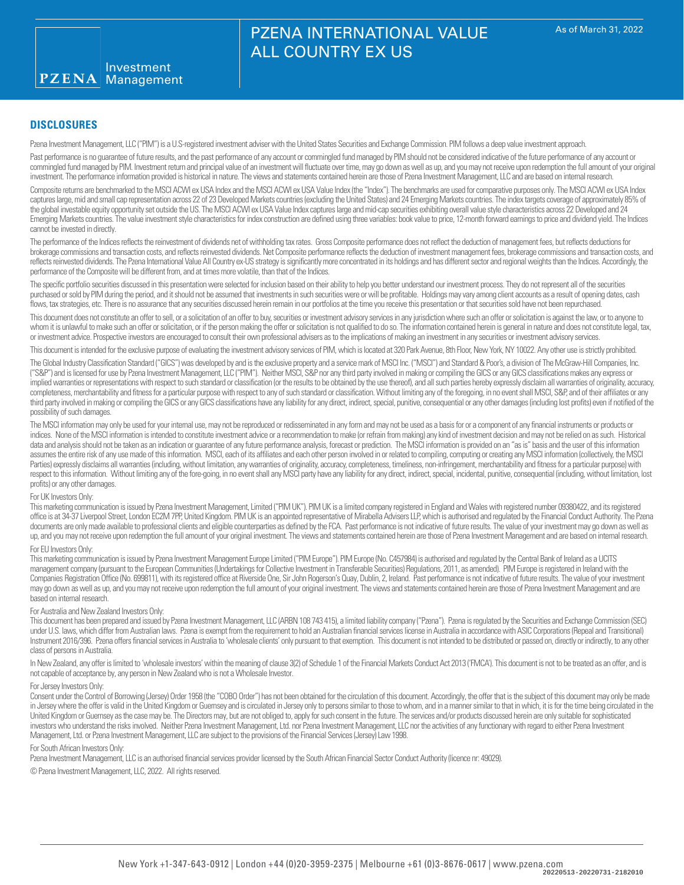# PZENA INTERNATIONAL VALUE ALL COUNTRY EX US

As of March 31, 2022

PZENA Investment Management

## DISCLOSURES

Pzena Investment Management, LLC ("PIM") is a U.S-registered investment adviser with the United States Securities and Exchange Commission. PIM follows a deep value investment approach.

Past performance is no guarantee of future results, and the past performance of any account or commingled fund managed by PIM should not be considered indicative of the future performance of any account or commingled fund managed by PIM. Investment return and principal value of an investment will fluctuate over time, may go down as well as up, and you may not receive upon redemption the full amount of your original investment. The performance information provided is historical in nature. The views and statements contained herein are those of Pzena Investment Management, LLC and are based on internal research.

Composite returns are benchmarked to the MSCI ACWI ex USA Index and the MSCI ACWI ex USA Value Index (the "Index"). The benchmarks are used for comparative purposes only. The MSCI ACWI ex USA Index captures large, mid and small cap representation across 22 of 23 Developed Markets countries (excluding the United States) and 24 Emerging Markets countries. The index targets coverage of approximately 85% of the global investable equity opportunity set outside the US. The MSCI ACWI ex USA Value Index captures large and mid-cap securities exhibiting overall value style characteristics across 22 Developed and 24 Emerging Markets countries. The value investment style characteristics for index construction are defined using three variables: book value to price, 12-month forward earnings to price and dividend yield. The Indices cannot be invested in directly.

The performance of the Indices reflects the reinvestment of dividends net of withholding tax rates. Gross Composite performance does not reflect the deduction of management fees, but reflects deductions for brokerage commissions and transaction costs, and reflects reinvested dividends. Net Composite performance reflects the deduction of investment management fees, brokerage commissions and transaction costs, and reflects reinvested dividends. The Pzena International Value All Country ex-US strategy is significantly more concentrated in its holdings and has different sector and regional weights than the Indices. Accordingly, the performance of the Composite will be different from, and at times more volatile, than that of the Indices.

The specific portfolio securities discussed in this presentation were selected for inclusion based on their ability to help you better understand our investment process. They do not represent all of the securities purchased or sold by PIM during the period, and it should not be assumed that investments in such securities were or will be profitable. Holdings may vary among client accounts as a result of opening dates, cash flows, tax strategies, etc. There is no assurance that any securities discussed herein remain in our portfolios at the time you receive this presentation or that securities sold have not been repurchased.

This document does not constitute an offer to sell, or a solicitation of an offer to buy, securities or investment advisory services in any jurisdiction where such an offer or solicitation is against the law, or to anyone to whom it is unlawful to make such an offer or solicitation, or if the person making the offer or solicitation is not qualified to do so. The information contained herein is general in nature and does not constitute legal, tax, or investment advice. Prospective investors are encouraged to consult their own professional advisers as to the implications of making an investment in any securities or investment advisory services.

This document is intended for the exclusive purpose of evaluating the investment advisory services of PIM, which is located at 320 Park Avenue, 8th Floor, New York, NY 10022. Any other use is strictly prohibited.

The Global Industry Classification Standard ("GICS") was developed by and is the exclusive property and a service mark of MSCI Inc. ("MSCI") and Standard & Poor's, a division of The McGraw-Hill Companies, Inc. ("S&P") and is licensed for use by Pzena Investment Management, LLC ("PIM"). Neither MSCI, S&P nor any third party involved in making or compiling the GICS or any GICS classifications makes any express or implied warranties or representations with respect to such standard or classification (or the results to be obtained by the use thereof), and all such parties hereby expressly disclaim all warranties of originality, accuracy, completeness, merchantability and fitness for a particular purpose with respect to any of such standard or classification. Without limiting any of the foregoing, in no event shall MSCI, S&P, and of their affiliates or any third party involved in making or compiling the GICS or any GICS classifications have any liability for any direct, indirect, special, punitive, consequential or any other damages (including lost profits) even if notified of the possibility of such damages.

The MSCI information may only be used for your internal use, may not be reproduced or redisseminated in any form and may not be used as a basis for or a component of any financial instruments or products or indices. None of the MSCI information is intended to constitute investment advice or a recommendation to make (or refrain from making) any kind of investment decision and may not be relied on as such. Historical data and analysis should not be taken as an indication or guarantee of any future performance analysis, forecast or prediction. The MSCI information is provided on an "as is" basis and the user of this information assumes the entire risk of any use made of this information. MSCI, each of its affiliates and each other person involved in or related to compiling, computing or creating any MSCI information (collectively, the MSCI Parties) expressly disclaims all warranties (including, without limitation, any warranties of originality, accuracy, completeness, timeliness, non-infringement, merchantability and fitness for a particular purpose) with respect to this information. Without limiting any of the fore-going, in no event shall any MSCI party have any liability for any direct, indirect, special, incidental, punitive, consequential (including, without limitation, lost profits) or any other damages.

For UK Investors Only:
This marketing communication is issued by Pzena Investment Management, Limited ("PIM UK"). PIM UK is a limited company registered in England and Wales with registered number 09380422, and its registered office is at 34-37 Liverpool Street, London EC2M 7PP, United Kingdom. PIM UK is an appointed representative of Mirabella Advisers LLP, which is authorised and regulated by the Financial Conduct Authority. The Pzena documents are only made available to professional clients and eligible counterparties as defined by the FCA. Past performance is not indicative of future results. The value of your investment may go down as well as up, and you may not receive upon redemption the full amount of your original investment. The views and statements contained herein are those of Pzena Investment Management and are based on internal research.

For EU Investors Only:
This marketing communication is issued by Pzena Investment Management Europe Limited ("PIM Europe"). PIM Europe (No. C457984) is authorised and regulated by the Central Bank of Ireland as a UCITS management company (pursuant to the European Communities (Undertakings for Collective Investment in Transferable Securities) Regulations, 2011, as amended). PIM Europe is registered in Ireland with the Companies Registration Office (No. 699811), with its registered office at Riverside One, Sir John Rogerson's Quay, Dublin, 2, Ireland. Past performance is not indicative of future results. The value of your investment may go down as well as up, and you may not receive upon redemption the full amount of your original investment. The views and statements contained herein are those of Pzena Investment Management and are based on internal research.

For Australia and New Zealand Investors Only:
This document has been prepared and issued by Pzena Investment Management, LLC (ARBN 108 743 415), a limited liability company ("Pzena"). Pzena is regulated by the Securities and Exchange Commission (SEC) under U.S. laws, which differ from Australian laws. Pzena is exempt from the requirement to hold an Australian financial services license in Australia in accordance with ASIC Corporations (Repeal and Transitional) Instrument 2016/396. Pzena offers financial services in Australia to 'wholesale clients' only pursuant to that exemption. This document is not intended to be distributed or passed on, directly or indirectly, to any other class of persons in Australia.

In New Zealand, any offer is limited to 'wholesale investors' within the meaning of clause 3(2) of Schedule 1 of the Financial Markets Conduct Act 2013 ('FMCA'). This document is not to be treated as an offer, and is not capable of acceptance by, any person in New Zealand who is not a Wholesale Investor.

For Jersey Investors Only:
Consent under the Control of Borrowing (Jersey) Order 1958 (the "COBO Order") has not been obtained for the circulation of this document. Accordingly, the offer that is the subject of this document may only be made in Jersey where the offer is valid in the United Kingdom or Guernsey and is circulated in Jersey only to persons similar to those to whom, and in a manner similar to that in which, it is for the time being circulated in the United Kingdom or Guernsey as the case may be. The Directors may, but are not obliged to, apply for such consent in the future. The services and/or products discussed herein are only suitable for sophisticated investors who understand the risks involved. Neither Pzena Investment Management, Ltd. nor Pzena Investment Management, LLC nor the activities of any functionary with regard to either Pzena Investment Management, Ltd. or Pzena Investment Management, LLC are subject to the provisions of the Financial Services (Jersey) Law 1998.

For South African Investors Only:
Pzena Investment Management, LLC is an authorised financial services provider licensed by the South African Financial Sector Conduct Authority (licence nr: 49029).

© Pzena Investment Management, LLC, 2022. All rights reserved.

New York +1-347-643-0912 | London +44 (0)20-3959-2375 | Melbourne +61 (0)3-8676-0617 | www.pzena.com

20220513-20220731-2182010